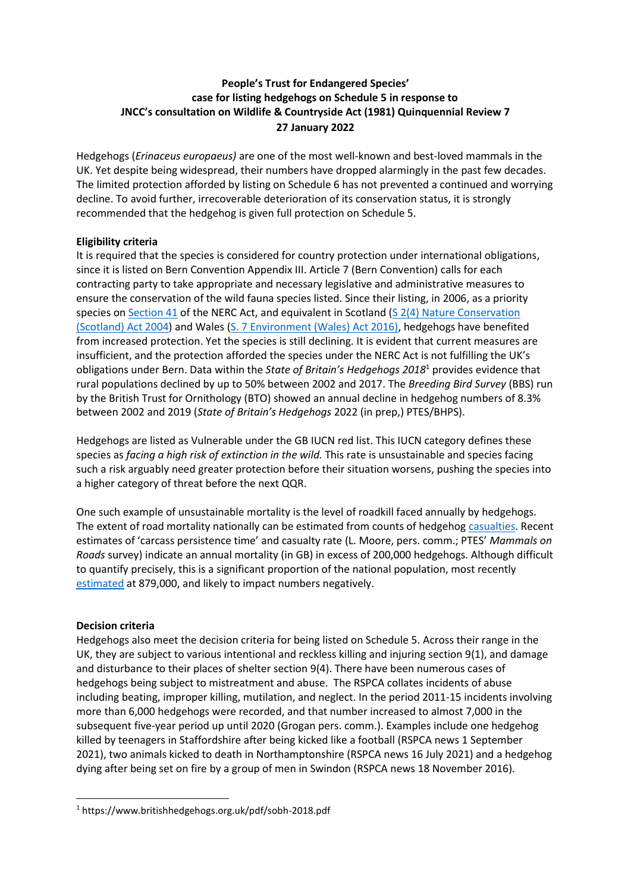**People's Trust for Endangered Species' case for listing hedgehogs on Schedule 5 in response to JNCC's consultation on Wildlife & Countryside Act (1981) Quinquennial Review 7 27 January 2022**

Hedgehogs (*Erinaceus europaeus)* are one of the most well-known and best-loved mammals in the UK. Yet despite being widespread, their numbers have dropped alarmingly in the past few decades. The limited protection afforded by listing on Schedule 6 has not prevented a continued and worrying decline. To avoid further, irrecoverable deterioration of its conservation status, it is strongly recommended that the hedgehog is given full protection on Schedule 5.

**Eligibility criteria**

It is required that the species is considered for country protection under international obligations, since it is listed on Bern Convention Appendix III. Article 7 (Bern Convention) calls for each contracting party to take appropriate and necessary legislative and administrative measures to ensure the conservation of the wild fauna species listed. Since their listing, in 2006, as a priority species on Section 41 of the NERC Act, and equivalent in Scotland (S 2(4) Nature Conservation (Scotland) Act 2004) and Wales (S. 7 Environment (Wales) Act 2016), hedgehogs have benefited from increased protection. Yet the species is still declining. It is evident that current measures are insufficient, and the protection afforded the species under the NERC Act is not fulfilling the UK's obligations under Bern. Data within the *State of Britain's Hedgehogs 2018*[1] provides evidence that rural populations declined by up to 50% between 2002 and 2017. The *Breeding Bird Survey* (BBS) run by the British Trust for Ornithology (BTO) showed an annual decline in hedgehog numbers of 8.3% between 2002 and 2019 (*State of Britain's Hedgehogs* 2022 (in prep,) PTES/BHPS).

Hedgehogs are listed as Vulnerable under the GB IUCN red list. This IUCN category defines these species as *facing a high risk of extinction in the wild.* This rate is unsustainable and species facing such a risk arguably need greater protection before their situation worsens, pushing the species into a higher category of threat before the next QQR.

One such example of unsustainable mortality is the level of roadkill faced annually by hedgehogs. The extent of road mortality nationally can be estimated from counts of hedgehog casualties. Recent estimates of 'carcass persistence time' and casualty rate (L. Moore, pers. comm.; PTES' *Mammals on Roads* survey) indicate an annual mortality (in GB) in excess of 200,000 hedgehogs. Although difficult to quantify precisely, this is a significant proportion of the national population, most recently estimated at 879,000, and likely to impact numbers negatively.

**Decision criteria**

Hedgehogs also meet the decision criteria for being listed on Schedule 5. Across their range in the UK, they are subject to various intentional and reckless killing and injuring section 9(1), and damage and disturbance to their places of shelter section 9(4). There have been numerous cases of hedgehogs being subject to mistreatment and abuse. The RSPCA collates incidents of abuse including beating, improper killing, mutilation, and neglect. In the period 2011-15 incidents involving more than 6,000 hedgehogs were recorded, and that number increased to almost 7,000 in the subsequent five-year period up until 2020 (Grogan pers. comm.). Examples include one hedgehog killed by teenagers in Staffordshire after being kicked like a football (RSPCA news 1 September 2021), two animals kicked to death in Northamptonshire (RSPCA news 16 July 2021) and a hedgehog dying after being set on fire by a group of men in Swindon (RSPCA news 18 November 2016).

[1] https://www.britishhedgehogs.org.uk/pdf/sobh-2018.pdf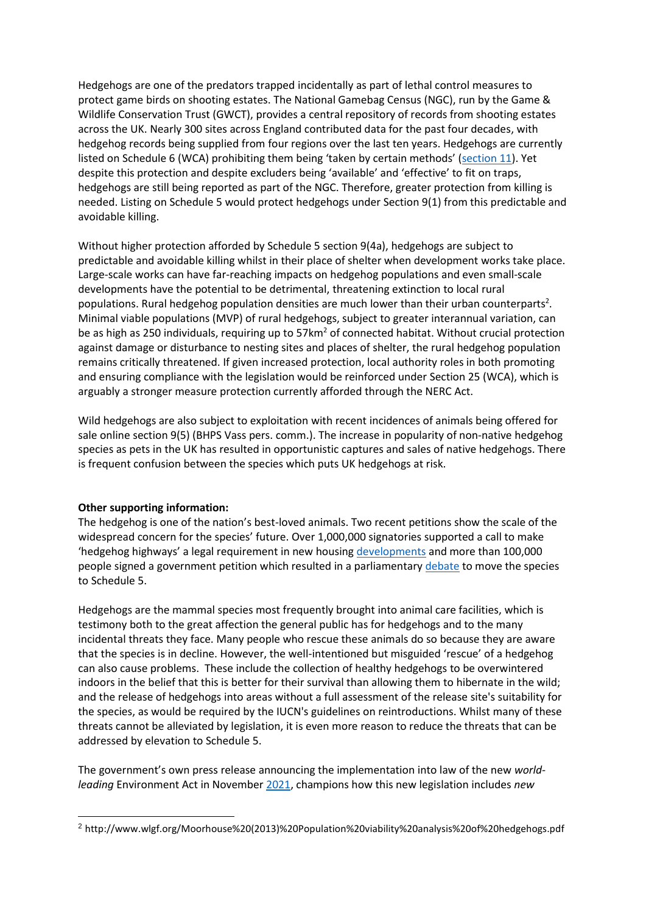Hedgehogs are one of the predators trapped incidentally as part of lethal control measures to protect game birds on shooting estates. The National Gamebag Census (NGC), run by the Game & Wildlife Conservation Trust (GWCT), provides a central repository of records from shooting estates across the UK. Nearly 300 sites across England contributed data for the past four decades, with hedgehog records being supplied from four regions over the last ten years. Hedgehogs are currently listed on Schedule 6 (WCA) prohibiting them being 'taken by certain methods' (section 11). Yet despite this protection and despite excluders being 'available' and 'effective' to fit on traps, hedgehogs are still being reported as part of the NGC. Therefore, greater protection from killing is needed. Listing on Schedule 5 would protect hedgehogs under Section 9(1) from this predictable and avoidable killing.

Without higher protection afforded by Schedule 5 section 9(4a), hedgehogs are subject to predictable and avoidable killing whilst in their place of shelter when development works take place. Large-scale works can have far-reaching impacts on hedgehog populations and even small-scale developments have the potential to be detrimental, threatening extinction to local rural populations. Rural hedgehog population densities are much lower than their urban counterparts[2]. Minimal viable populations (MVP) of rural hedgehogs, subject to greater interannual variation, can be as high as 250 individuals, requiring up to 57km$^2$ of connected habitat. Without crucial protection against damage or disturbance to nesting sites and places of shelter, the rural hedgehog population remains critically threatened. If given increased protection, local authority roles in both promoting and ensuring compliance with the legislation would be reinforced under Section 25 (WCA), which is arguably a stronger measure protection currently afforded through the NERC Act.

Wild hedgehogs are also subject to exploitation with recent incidences of animals being offered for sale online section 9(5) (BHPS Vass pers. comm.). The increase in popularity of non-native hedgehog species as pets in the UK has resulted in opportunistic captures and sales of native hedgehogs. There is frequent confusion between the species which puts UK hedgehogs at risk.

**Other supporting information:**

The hedgehog is one of the nation's best-loved animals. Two recent petitions show the scale of the widespread concern for the species' future. Over 1,000,000 signatories supported a call to make 'hedgehog highways' a legal requirement in new housing developments and more than 100,000 people signed a government petition which resulted in a parliamentary debate to move the species to Schedule 5.

Hedgehogs are the mammal species most frequently brought into animal care facilities, which is testimony both to the great affection the general public has for hedgehogs and to the many incidental threats they face. Many people who rescue these animals do so because they are aware that the species is in decline. However, the well-intentioned but misguided 'rescue' of a hedgehog can also cause problems. These include the collection of healthy hedgehogs to be overwintered indoors in the belief that this is better for their survival than allowing them to hibernate in the wild; and the release of hedgehogs into areas without a full assessment of the release site's suitability for the species, as would be required by the IUCN's guidelines on reintroductions. Whilst many of these threats cannot be alleviated by legislation, it is even more reason to reduce the threats that can be addressed by elevation to Schedule 5.

The government's own press release announcing the implementation into law of the new *world-leading* Environment Act in November 2021, champions how this new legislation includes *new*

[2] http://www.wlgf.org/Moorhouse%20(2013)%20Population%20viability%20analysis%20of%20hedgehogs.pdf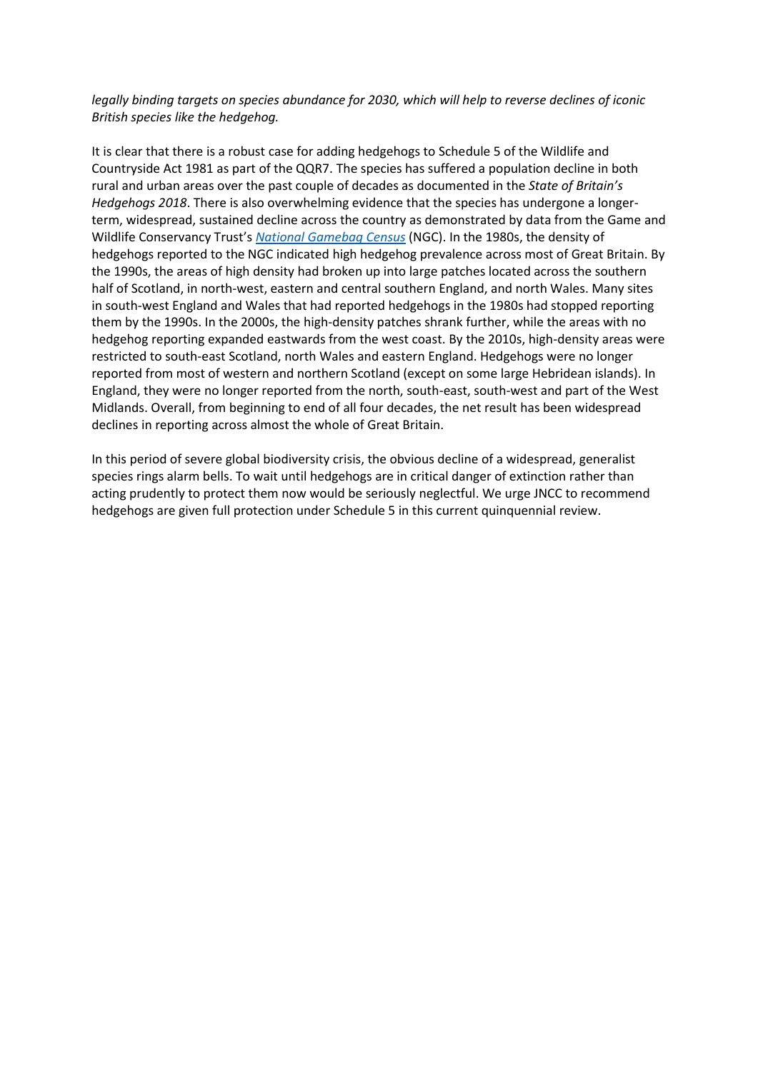*legally binding targets on species abundance for 2030, which will help to reverse declines of iconic British species like the hedgehog.*

It is clear that there is a robust case for adding hedgehogs to Schedule 5 of the Wildlife and Countryside Act 1981 as part of the QQR7. The species has suffered a population decline in both rural and urban areas over the past couple of decades as documented in the *State of Britain's Hedgehogs 2018*. There is also overwhelming evidence that the species has undergone a longer-term, widespread, sustained decline across the country as demonstrated by data from the Game and Wildlife Conservancy Trust's *National Gamebag Census* (NGC). In the 1980s, the density of hedgehogs reported to the NGC indicated high hedgehog prevalence across most of Great Britain. By the 1990s, the areas of high density had broken up into large patches located across the southern half of Scotland, in north-west, eastern and central southern England, and north Wales. Many sites in south-west England and Wales that had reported hedgehogs in the 1980s had stopped reporting them by the 1990s. In the 2000s, the high-density patches shrank further, while the areas with no hedgehog reporting expanded eastwards from the west coast. By the 2010s, high-density areas were restricted to south-east Scotland, north Wales and eastern England. Hedgehogs were no longer reported from most of western and northern Scotland (except on some large Hebridean islands). In England, they were no longer reported from the north, south-east, south-west and part of the West Midlands. Overall, from beginning to end of all four decades, the net result has been widespread declines in reporting across almost the whole of Great Britain.

In this period of severe global biodiversity crisis, the obvious decline of a widespread, generalist species rings alarm bells. To wait until hedgehogs are in critical danger of extinction rather than acting prudently to protect them now would be seriously neglectful. We urge JNCC to recommend hedgehogs are given full protection under Schedule 5 in this current quinquennial review.